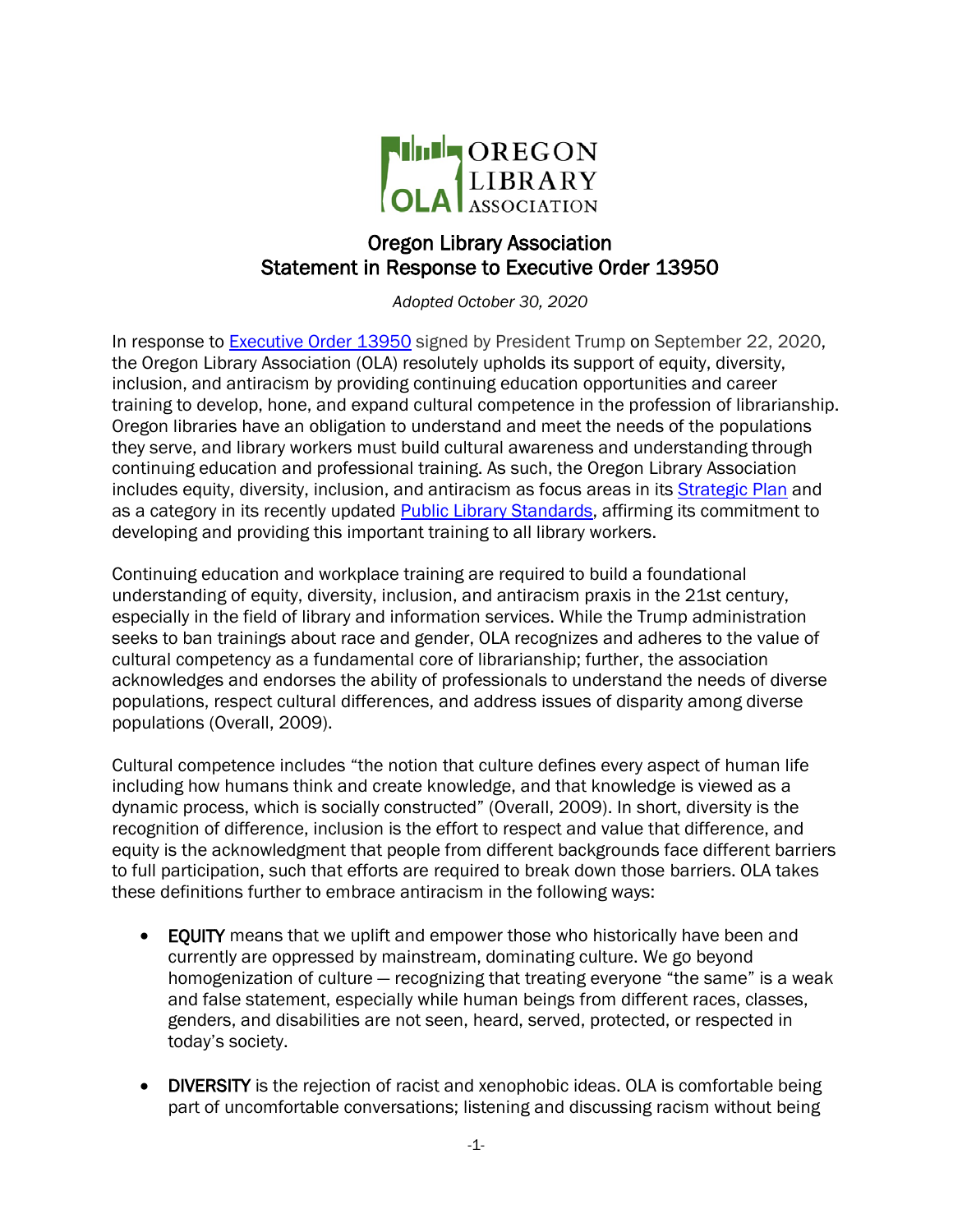# Oregon Library Association
## Statement in Response to Executive Order 13950

*Adopted October 30, 2020*

In response to Executive Order 13950 signed by President Trump on September 22, 2020, the Oregon Library Association (OLA) resolutely upholds its support of equity, diversity, inclusion, and antiracism by providing continuing education opportunities and career training to develop, hone, and expand cultural competence in the profession of librarianship. Oregon libraries have an obligation to understand and meet the needs of the populations they serve, and library workers must build cultural awareness and understanding through continuing education and professional training. As such, the Oregon Library Association includes equity, diversity, inclusion, and antiracism as focus areas in its Strategic Plan and as a category in its recently updated Public Library Standards, affirming its commitment to developing and providing this important training to all library workers.

Continuing education and workplace training are required to build a foundational understanding of equity, diversity, inclusion, and antiracism praxis in the 21st century, especially in the field of library and information services. While the Trump administration seeks to ban trainings about race and gender, OLA recognizes and adheres to the value of cultural competency as a fundamental core of librarianship; further, the association acknowledges and endorses the ability of professionals to understand the needs of diverse populations, respect cultural differences, and address issues of disparity among diverse populations (Overall, 2009).

Cultural competence includes "the notion that culture defines every aspect of human life including how humans think and create knowledge, and that knowledge is viewed as a dynamic process, which is socially constructed" (Overall, 2009). In short, diversity is the recognition of difference, inclusion is the effort to respect and value that difference, and equity is the acknowledgment that people from different backgrounds face different barriers to full participation, such that efforts are required to break down those barriers. OLA takes these definitions further to embrace antiracism in the following ways:

- **EQUITY** means that we uplift and empower those who historically have been and currently are oppressed by mainstream, dominating culture. We go beyond homogenization of culture — recognizing that treating everyone "the same" is a weak and false statement, especially while human beings from different races, classes, genders, and disabilities are not seen, heard, served, protected, or respected in today's society.

- **DIVERSITY** is the rejection of racist and xenophobic ideas. OLA is comfortable being part of uncomfortable conversations; listening and discussing racism without being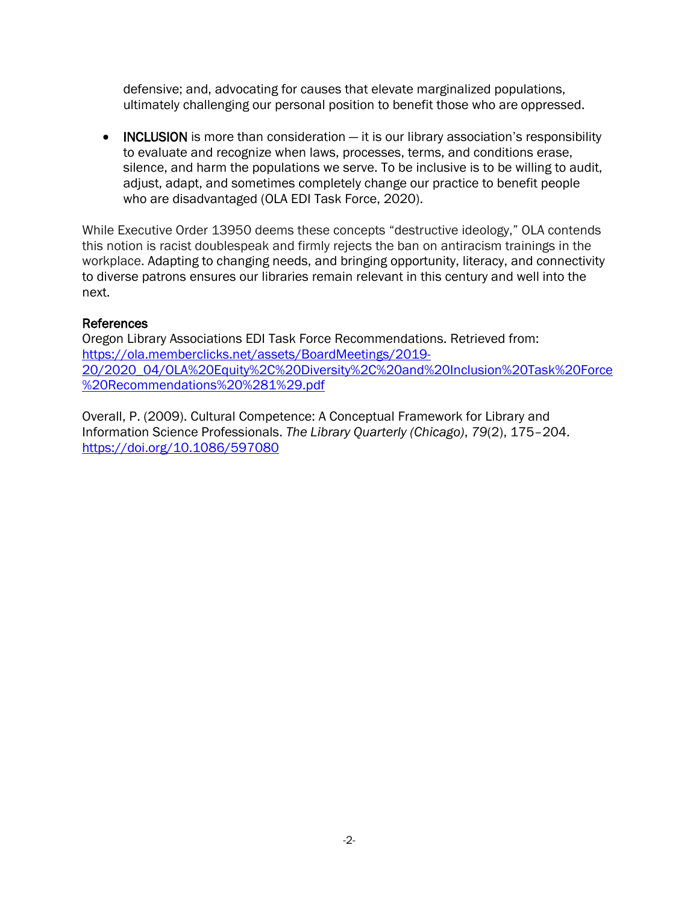defensive; and, advocating for causes that elevate marginalized populations, ultimately challenging our personal position to benefit those who are oppressed.

- **INCLUSION** is more than consideration — it is our library association's responsibility to evaluate and recognize when laws, processes, terms, and conditions erase, silence, and harm the populations we serve. To be inclusive is to be willing to audit, adjust, adapt, and sometimes completely change our practice to benefit people who are disadvantaged (OLA EDI Task Force, 2020).

While Executive Order 13950 deems these concepts "destructive ideology," OLA contends this notion is racist doublespeak and firmly rejects the ban on antiracism trainings in the workplace. Adapting to changing needs, and bringing opportunity, literacy, and connectivity to diverse patrons ensures our libraries remain relevant in this century and well into the next.

### References

Oregon Library Associations EDI Task Force Recommendations. Retrieved from: https://ola.memberclicks.net/assets/BoardMeetings/2019-20/2020_04/OLA%20Equity%2C%20Diversity%2C%20and%20Inclusion%20Task%20Force%20Recommendations%20%281%29.pdf

Overall, P. (2009). Cultural Competence: A Conceptual Framework for Library and Information Science Professionals. *The Library Quarterly (Chicago)*, *79*(2), 175–204. https://doi.org/10.1086/597080